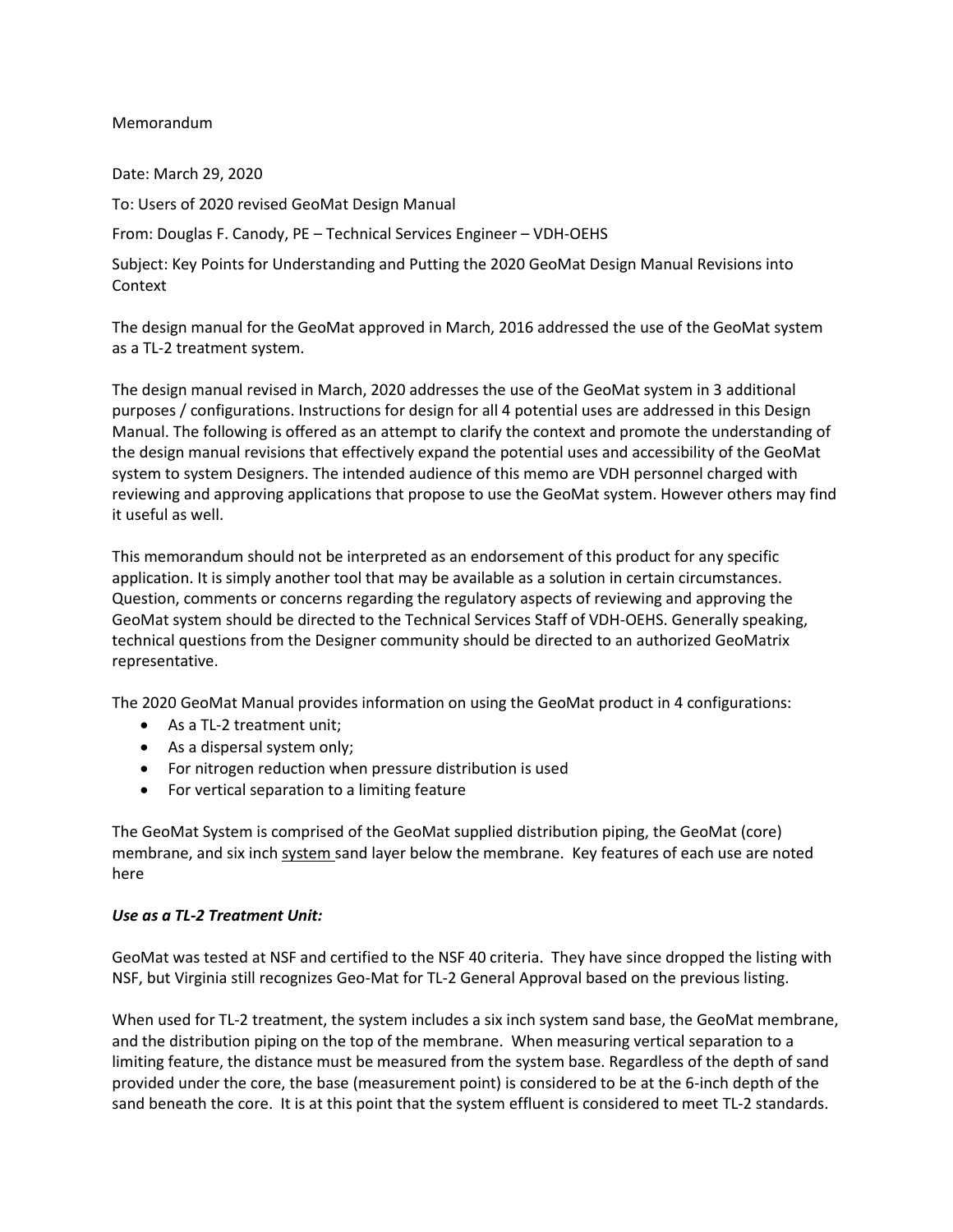Memorandum

Date: March 29, 2020

To: Users of 2020 revised GeoMat Design Manual

From: Douglas F. Canody, PE – Technical Services Engineer – VDH-OEHS

Subject: Key Points for Understanding and Putting the 2020 GeoMat Design Manual Revisions into Context

The design manual for the GeoMat approved in March, 2016 addressed the use of the GeoMat system as a TL-2 treatment system.

The design manual revised in March, 2020 addresses the use of the GeoMat system in 3 additional purposes / configurations. Instructions for design for all 4 potential uses are addressed in this Design Manual. The following is offered as an attempt to clarify the context and promote the understanding of the design manual revisions that effectively expand the potential uses and accessibility of the GeoMat system to system Designers. The intended audience of this memo are VDH personnel charged with reviewing and approving applications that propose to use the GeoMat system. However others may find it useful as well.

This memorandum should not be interpreted as an endorsement of this product for any specific application. It is simply another tool that may be available as a solution in certain circumstances. Question, comments or concerns regarding the regulatory aspects of reviewing and approving the GeoMat system should be directed to the Technical Services Staff of VDH-OEHS. Generally speaking, technical questions from the Designer community should be directed to an authorized GeoMatrix representative.

The 2020 GeoMat Manual provides information on using the GeoMat product in 4 configurations:

- As a TL-2 treatment unit;
- As a dispersal system only;
- For nitrogen reduction when pressure distribution is used
- For vertical separation to a limiting feature

The GeoMat System is comprised of the GeoMat supplied distribution piping, the GeoMat (core) membrane, and six inch system sand layer below the membrane. Key features of each use are noted here

***Use as a TL-2 Treatment Unit:***

GeoMat was tested at NSF and certified to the NSF 40 criteria. They have since dropped the listing with NSF, but Virginia still recognizes Geo-Mat for TL-2 General Approval based on the previous listing.

When used for TL-2 treatment, the system includes a six inch system sand base, the GeoMat membrane, and the distribution piping on the top of the membrane. When measuring vertical separation to a limiting feature, the distance must be measured from the system base. Regardless of the depth of sand provided under the core, the base (measurement point) is considered to be at the 6-inch depth of the sand beneath the core. It is at this point that the system effluent is considered to meet TL-2 standards.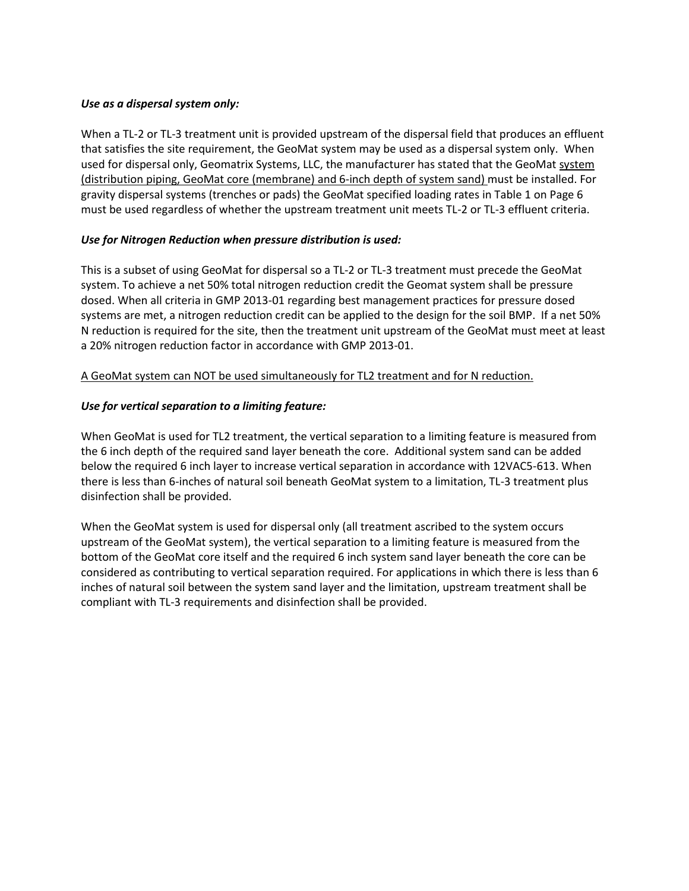***Use as a dispersal system only:***

When a TL-2 or TL-3 treatment unit is provided upstream of the dispersal field that produces an effluent that satisfies the site requirement, the GeoMat system may be used as a dispersal system only. When used for dispersal only, Geomatrix Systems, LLC, the manufacturer has stated that the GeoMat <u>system (distribution piping, GeoMat core (membrane) and 6-inch depth of system sand)</u> must be installed. For gravity dispersal systems (trenches or pads) the GeoMat specified loading rates in Table 1 on Page 6 must be used regardless of whether the upstream treatment unit meets TL-2 or TL-3 effluent criteria.

***Use for Nitrogen Reduction when pressure distribution is used:***

This is a subset of using GeoMat for dispersal so a TL-2 or TL-3 treatment must precede the GeoMat system. To achieve a net 50% total nitrogen reduction credit the Geomat system shall be pressure dosed. When all criteria in GMP 2013-01 regarding best management practices for pressure dosed systems are met, a nitrogen reduction credit can be applied to the design for the soil BMP. If a net 50% N reduction is required for the site, then the treatment unit upstream of the GeoMat must meet at least a 20% nitrogen reduction factor in accordance with GMP 2013-01.

<u>A GeoMat system can NOT be used simultaneously for TL2 treatment and for N reduction.</u>

***Use for vertical separation to a limiting feature:***

When GeoMat is used for TL2 treatment, the vertical separation to a limiting feature is measured from the 6 inch depth of the required sand layer beneath the core. Additional system sand can be added below the required 6 inch layer to increase vertical separation in accordance with 12VAC5-613. When there is less than 6-inches of natural soil beneath GeoMat system to a limitation, TL-3 treatment plus disinfection shall be provided.

When the GeoMat system is used for dispersal only (all treatment ascribed to the system occurs upstream of the GeoMat system), the vertical separation to a limiting feature is measured from the bottom of the GeoMat core itself and the required 6 inch system sand layer beneath the core can be considered as contributing to vertical separation required. For applications in which there is less than 6 inches of natural soil between the system sand layer and the limitation, upstream treatment shall be compliant with TL-3 requirements and disinfection shall be provided.